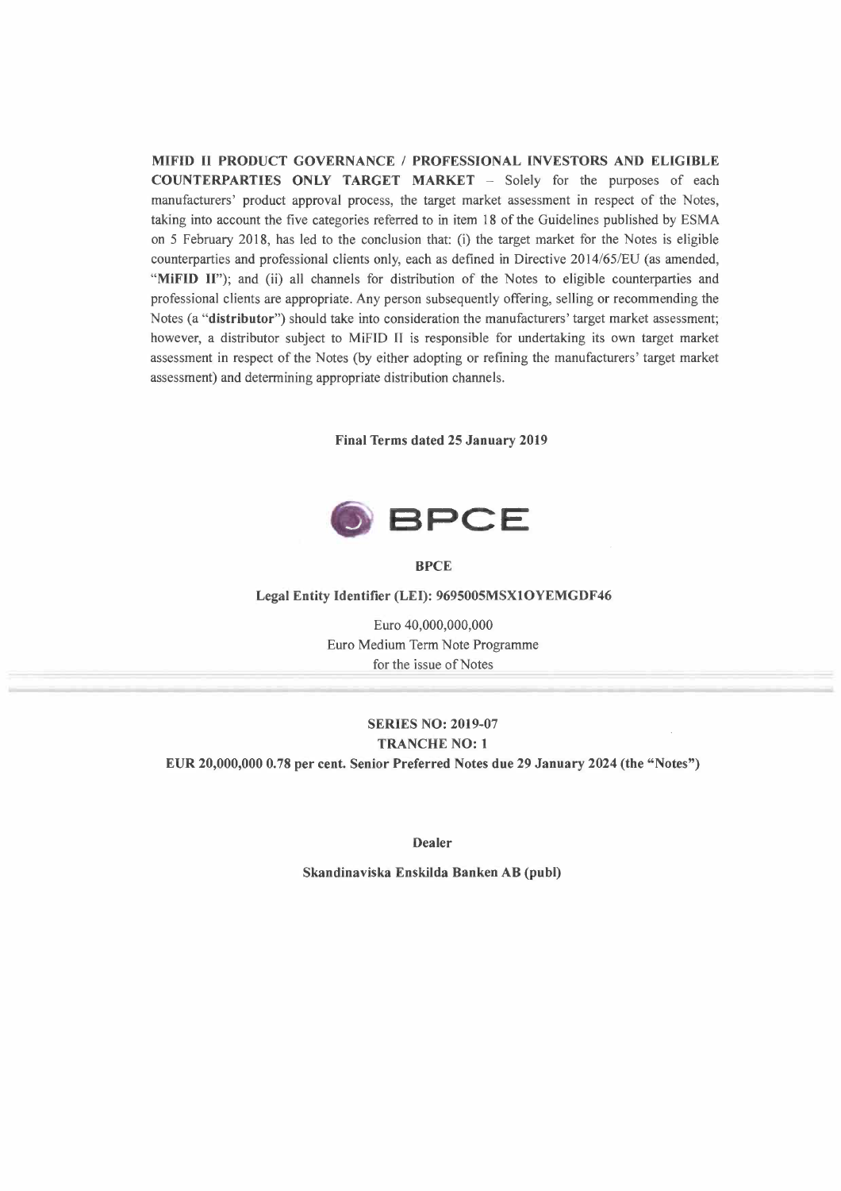**MIFID II PRODUCT GOVERNANCE / PROFESSIONAL INVESTORS AND ELIGIBLE COUNTERPARTIES ONLY TARGET MARKET** – Solely for the purposes of each manufacturers' product approval process, the target market assessment in respect of the Notes, taking into account the five categories referred to in item 18 of the Guidelines published by ESMA on 5 February 2018, has led to the conclusion that: (i) the target market for the Notes is eligible counterparties and professional clients only, each as defined in Directive 2014/65/EU (as amended, "**MiFID II**"); and (ii) all channels for distribution of the Notes to eligible counterparties and professional clients are appropriate. Any person subsequently offering, selling or recommending the Notes (a "**distributor**") should take into consideration the manufacturers' target market assessment; however, a distributor subject to MiFID II is responsible for undertaking its own target market assessment in respect of the Notes (by either adopting or refining the manufacturers' target market assessment) and determining appropriate distribution channels.

**Final Terms dated 25 January 2019**

**BPCE**

**BPCE**

**Legal Entity Identifier (LEI): 9695005MSX1OYEMGDF46**

Euro 40,000,000,000
Euro Medium Term Note Programme
for the issue of Notes

**SERIES NO: 2019-07**

**TRANCHE NO: 1**

**EUR 20,000,000 0.78 per cent. Senior Preferred Notes due 29 January 2024 (the "Notes")**

**Dealer**

**Skandinaviska Enskilda Banken AB (publ)**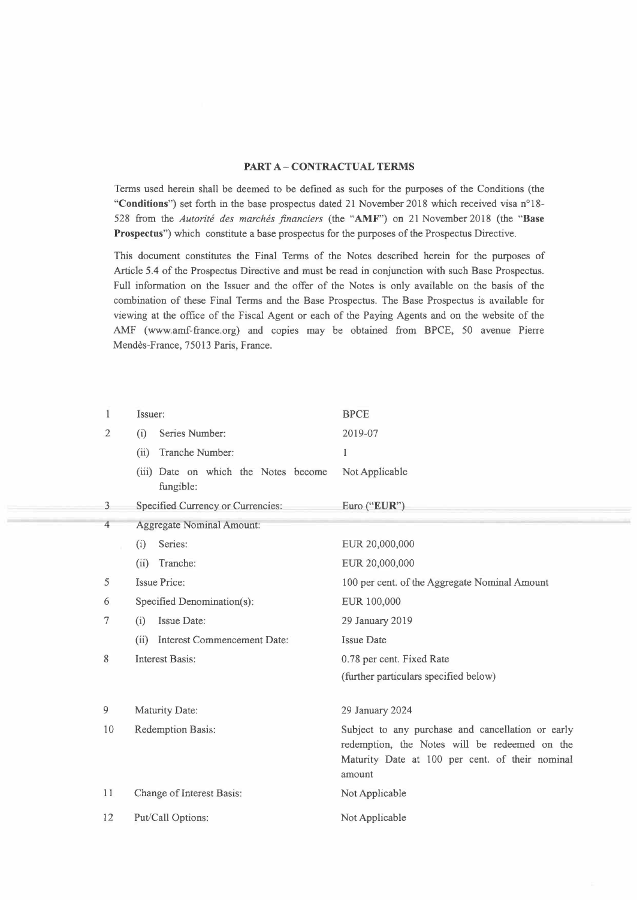## PART A – CONTRACTUAL TERMS

Terms used herein shall be deemed to be defined as such for the purposes of the Conditions (the "**Conditions**") set forth in the base prospectus dated 21 November 2018 which received visa n°18-528 from the *Autorité des marchés financiers* (the "**AMF**") on 21 November 2018 (the "**Base Prospectus**") which constitute a base prospectus for the purposes of the Prospectus Directive.

This document constitutes the Final Terms of the Notes described herein for the purposes of Article 5.4 of the Prospectus Directive and must be read in conjunction with such Base Prospectus. Full information on the Issuer and the offer of the Notes is only available on the basis of the combination of these Final Terms and the Base Prospectus. The Base Prospectus is available for viewing at the office of the Fiscal Agent or each of the Paying Agents and on the website of the AMF (www.amf-france.org) and copies may be obtained from BPCE, 50 avenue Pierre Mendès-France, 75013 Paris, France.

| | | |
|---|---|---|
| 1 | Issuer: | BPCE |
| 2 | (i) Series Number: | 2019-07 |
| | (ii) Tranche Number: | 1 |
| | (iii) Date on which the Notes become fungible: | Not Applicable |
| 3 | Specified Currency or Currencies: | Euro ("**EUR**") |
| 4 | Aggregate Nominal Amount: | |
| | (i) Series: | EUR 20,000,000 |
| | (ii) Tranche: | EUR 20,000,000 |
| 5 | Issue Price: | 100 per cent. of the Aggregate Nominal Amount |
| 6 | Specified Denomination(s): | EUR 100,000 |
| 7 | (i) Issue Date: | 29 January 2019 |
| | (ii) Interest Commencement Date: | Issue Date |
| 8 | Interest Basis: | 0.78 per cent. Fixed Rate<br>(further particulars specified below) |
| 9 | Maturity Date: | 29 January 2024 |
| 10 | Redemption Basis: | Subject to any purchase and cancellation or early redemption, the Notes will be redeemed on the Maturity Date at 100 per cent. of their nominal amount |
| 11 | Change of Interest Basis: | Not Applicable |
| 12 | Put/Call Options: | Not Applicable |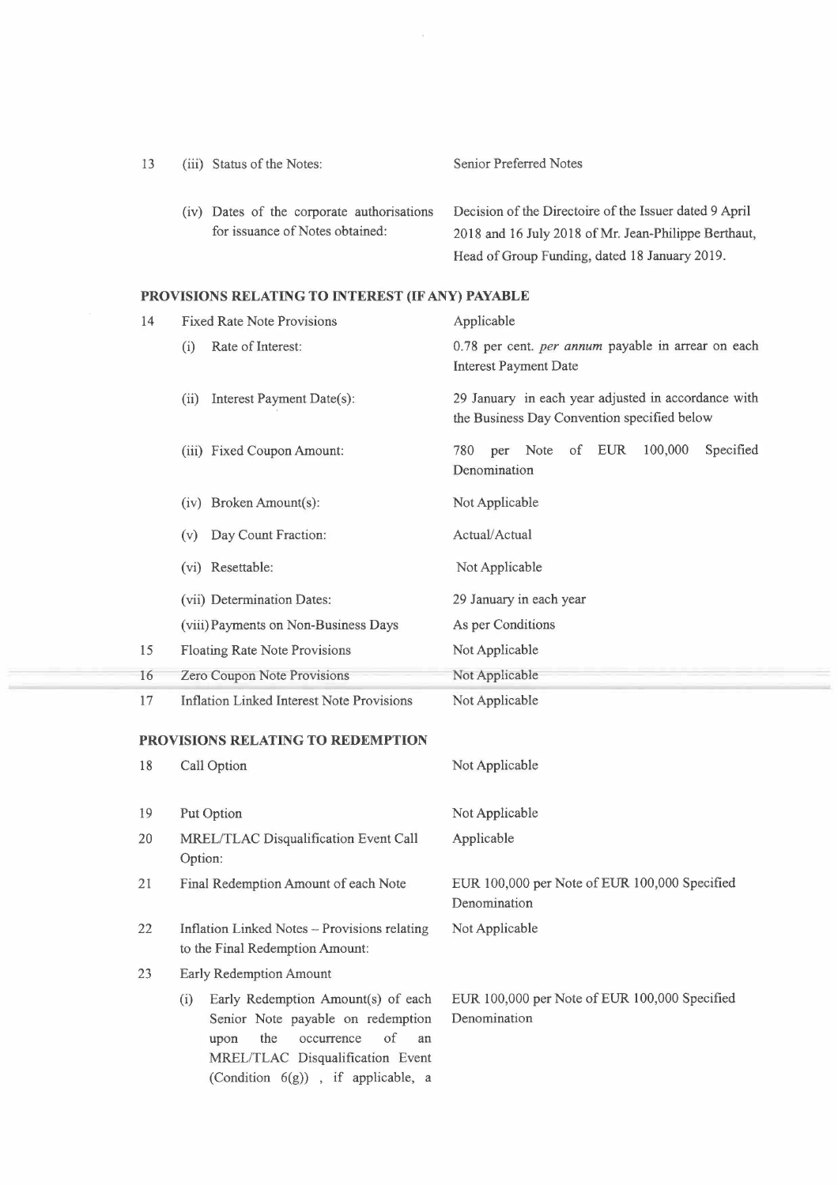| | | |
|---|---|---|
| 13 | (iii) Status of the Notes: | Senior Preferred Notes |
| | (iv) Dates of the corporate authorisations for issuance of Notes obtained: | Decision of the Directoire of the Issuer dated 9 April 2018 and 16 July 2018 of Mr. Jean-Philippe Berthaut, Head of Group Funding, dated 18 January 2019. |

**PROVISIONS RELATING TO INTEREST (IF ANY) PAYABLE**

| | | |
|---|---|---|
| 14 | Fixed Rate Note Provisions | Applicable |
| | (i) Rate of Interest: | 0.78 per cent. *per annum* payable in arrear on each Interest Payment Date |
| | (ii) Interest Payment Date(s): | 29 January in each year adjusted in accordance with the Business Day Convention specified below |
| | (iii) Fixed Coupon Amount: | 780 per Note of EUR 100,000 Specified Denomination |
| | (iv) Broken Amount(s): | Not Applicable |
| | (v) Day Count Fraction: | Actual/Actual |
| | (vi) Resettable: | Not Applicable |
| | (vii) Determination Dates: | 29 January in each year |
| | (viii) Payments on Non-Business Days | As per Conditions |
| 15 | Floating Rate Note Provisions | Not Applicable |
| 16 | Zero Coupon Note Provisions | Not Applicable |
| 17 | Inflation Linked Interest Note Provisions | Not Applicable |

**PROVISIONS RELATING TO REDEMPTION**

| | | |
|---|---|---|
| 18 | Call Option | Not Applicable |
| 19 | Put Option | Not Applicable |
| 20 | MREL/TLAC Disqualification Event Call Option: | Applicable |
| 21 | Final Redemption Amount of each Note | EUR 100,000 per Note of EUR 100,000 Specified Denomination |
| 22 | Inflation Linked Notes – Provisions relating to the Final Redemption Amount: | Not Applicable |
| 23 | Early Redemption Amount | |
| | (i) Early Redemption Amount(s) of each Senior Note payable on redemption upon the occurrence of an MREL/TLAC Disqualification Event (Condition 6(g)) , if applicable, a | EUR 100,000 per Note of EUR 100,000 Specified Denomination |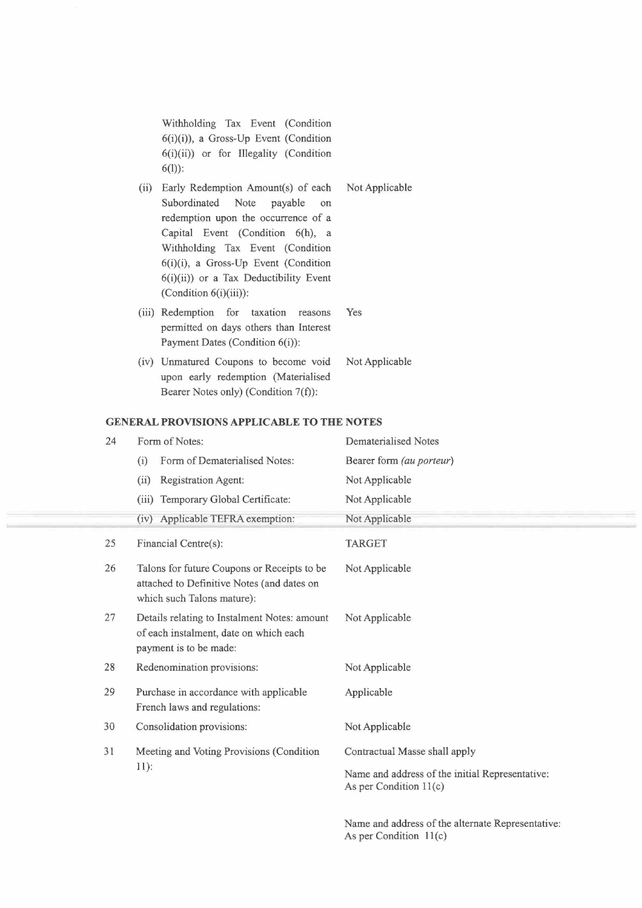| | |
|---|---|
| Withholding Tax Event (Condition 6(i)(i)), a Gross-Up Event (Condition 6(i)(ii)) or for Illegality (Condition 6(l)): | |
| (ii) Early Redemption Amount(s) of each Subordinated Note payable on redemption upon the occurrence of a Capital Event (Condition 6(h), a Withholding Tax Event (Condition 6(i)(i), a Gross-Up Event (Condition 6(i)(ii)) or a Tax Deductibility Event (Condition 6(i)(iii)): | Not Applicable |
| (iii) Redemption for taxation reasons permitted on days others than Interest Payment Dates (Condition 6(i)): | Yes |
| (iv) Unmatured Coupons to become void upon early redemption (Materialised Bearer Notes only) (Condition 7(f)): | Not Applicable |

## GENERAL PROVISIONS APPLICABLE TO THE NOTES

| | | |
|---|---|---|
| 24 | Form of Notes: | Dematerialised Notes |
| | (i) Form of Dematerialised Notes: | Bearer form *(au porteur)* |
| | (ii) Registration Agent: | Not Applicable |
| | (iii) Temporary Global Certificate: | Not Applicable |
| | (iv) Applicable TEFRA exemption: | Not Applicable |
| 25 | Financial Centre(s): | TARGET |
| 26 | Talons for future Coupons or Receipts to be attached to Definitive Notes (and dates on which such Talons mature): | Not Applicable |
| 27 | Details relating to Instalment Notes: amount of each instalment, date on which each payment is to be made: | Not Applicable |
| 28 | Redenomination provisions: | Not Applicable |
| 29 | Purchase in accordance with applicable French laws and regulations: | Applicable |
| 30 | Consolidation provisions: | Not Applicable |
| 31 | Meeting and Voting Provisions (Condition 11): | Contractual Masse shall apply<br><br>Name and address of the initial Representative: As per Condition 11(c)<br><br>Name and address of the alternate Representative: As per Condition 11(c) |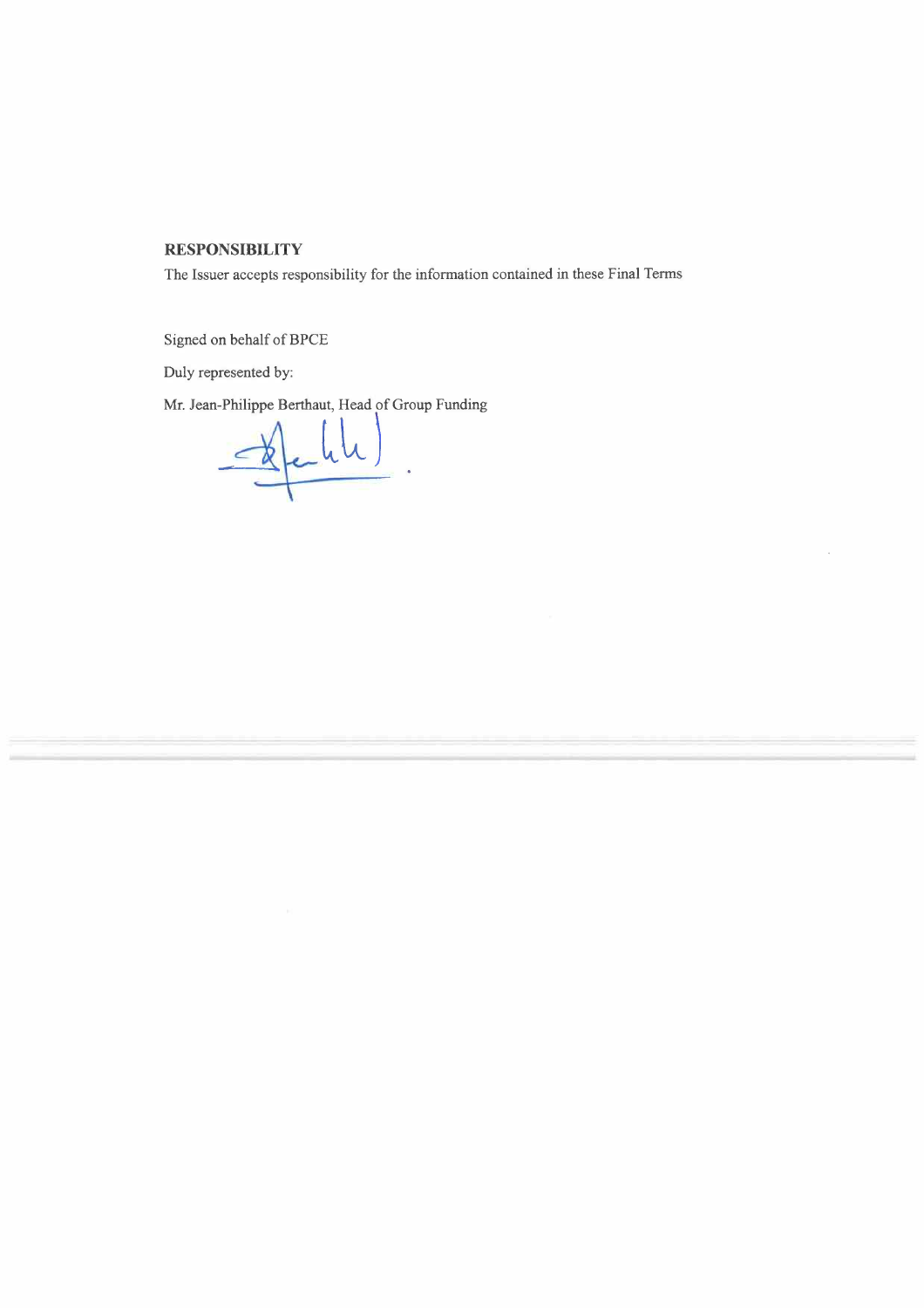**RESPONSIBILITY**

The Issuer accepts responsibility for the information contained in these Final Terms

Signed on behalf of BPCE

Duly represented by:

Mr. Jean-Philippe Berthaut, Head of Group Funding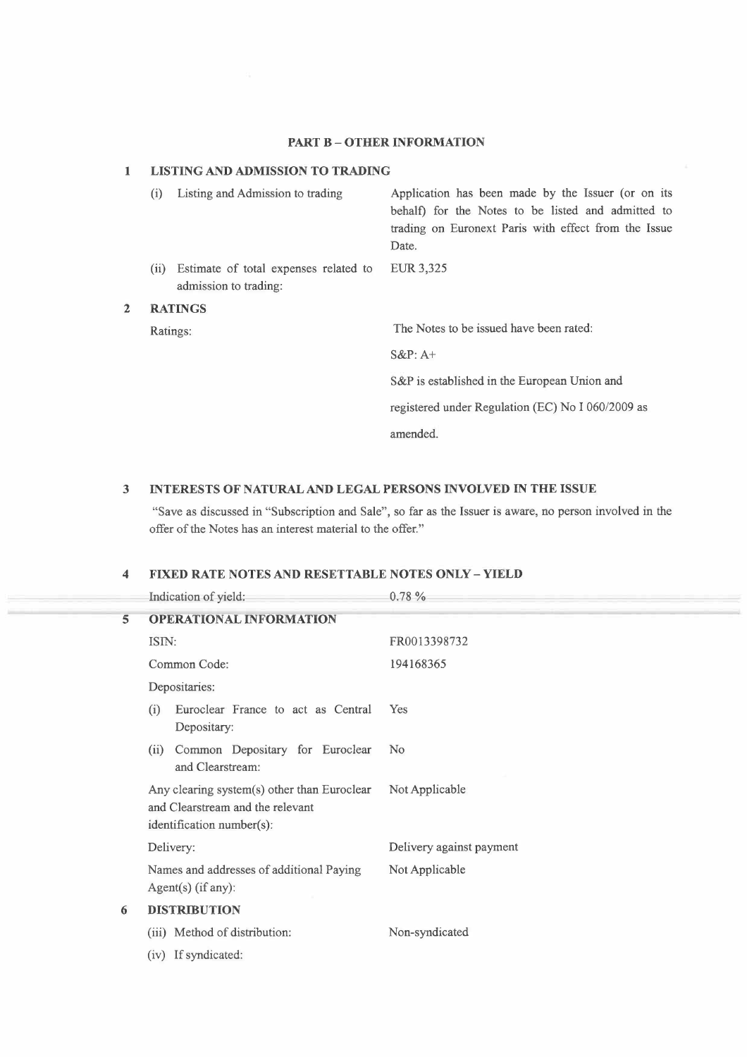## PART B – OTHER INFORMATION

### 1 LISTING AND ADMISSION TO TRADING

| | |
|---|---|
| (i) Listing and Admission to trading | Application has been made by the Issuer (or on its behalf) for the Notes to be listed and admitted to trading on Euronext Paris with effect from the Issue Date. |
| (ii) Estimate of total expenses related to admission to trading: | EUR 3,325 |

### 2 RATINGS

| | |
|---|---|
| Ratings: | The Notes to be issued have been rated:<br>S&P: A+<br>S&P is established in the European Union and registered under Regulation (EC) No I 060/2009 as amended. |

### 3 INTERESTS OF NATURAL AND LEGAL PERSONS INVOLVED IN THE ISSUE

"Save as discussed in "Subscription and Sale", so far as the Issuer is aware, no person involved in the offer of the Notes has an interest material to the offer."

### 4 FIXED RATE NOTES AND RESETTABLE NOTES ONLY – YIELD

| | |
|---|---|
| Indication of yield: | 0.78 % |

### 5 OPERATIONAL INFORMATION

| | |
|---|---|
| ISIN: | FR0013398732 |
| Common Code: | 194168365 |
| Depositaries: | |
| (i) Euroclear France to act as Central Depositary: | Yes |
| (ii) Common Depositary for Euroclear and Clearstream: | No |
| Any clearing system(s) other than Euroclear and Clearstream and the relevant identification number(s): | Not Applicable |
| Delivery: | Delivery against payment |
| Names and addresses of additional Paying Agent(s) (if any): | Not Applicable |

### 6 DISTRIBUTION

| | |
|---|---|
| (iii) Method of distribution: | Non-syndicated |
| (iv) If syndicated: | |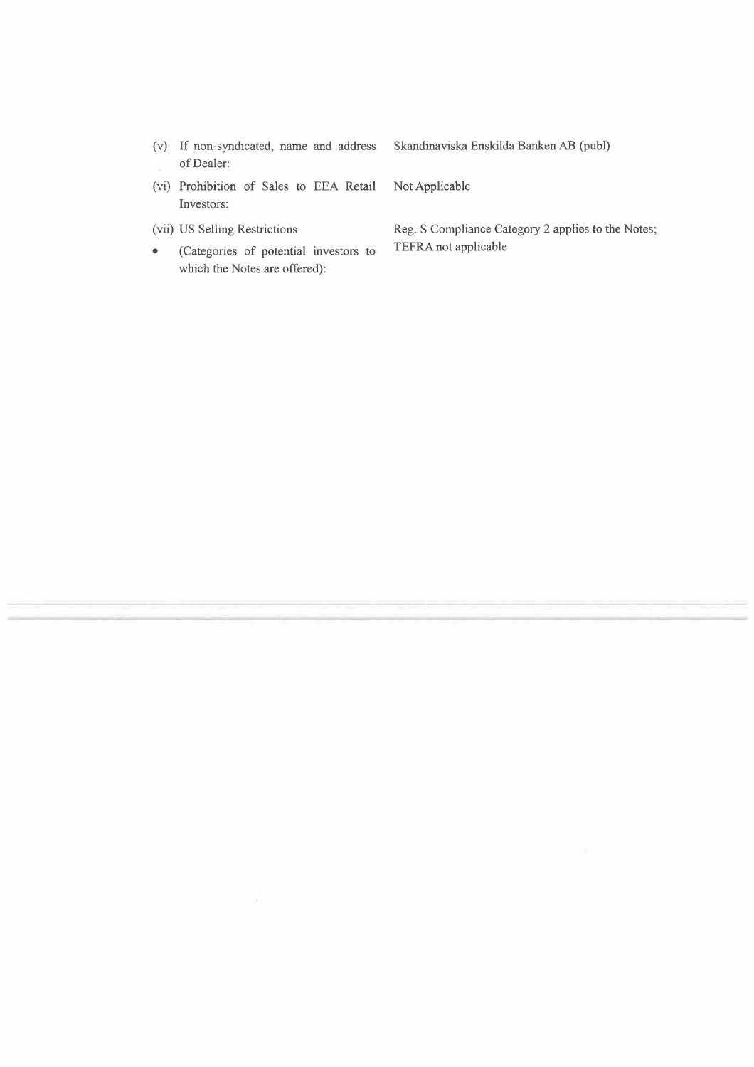| | |
|---|---|
| (v) If non-syndicated, name and address of Dealer: | Skandinaviska Enskilda Banken AB (publ) |
| (vi) Prohibition of Sales to EEA Retail Investors: | Not Applicable |
| (vii) US Selling Restrictions<br>• (Categories of potential investors to which the Notes are offered): | Reg. S Compliance Category 2 applies to the Notes; TEFRA not applicable |